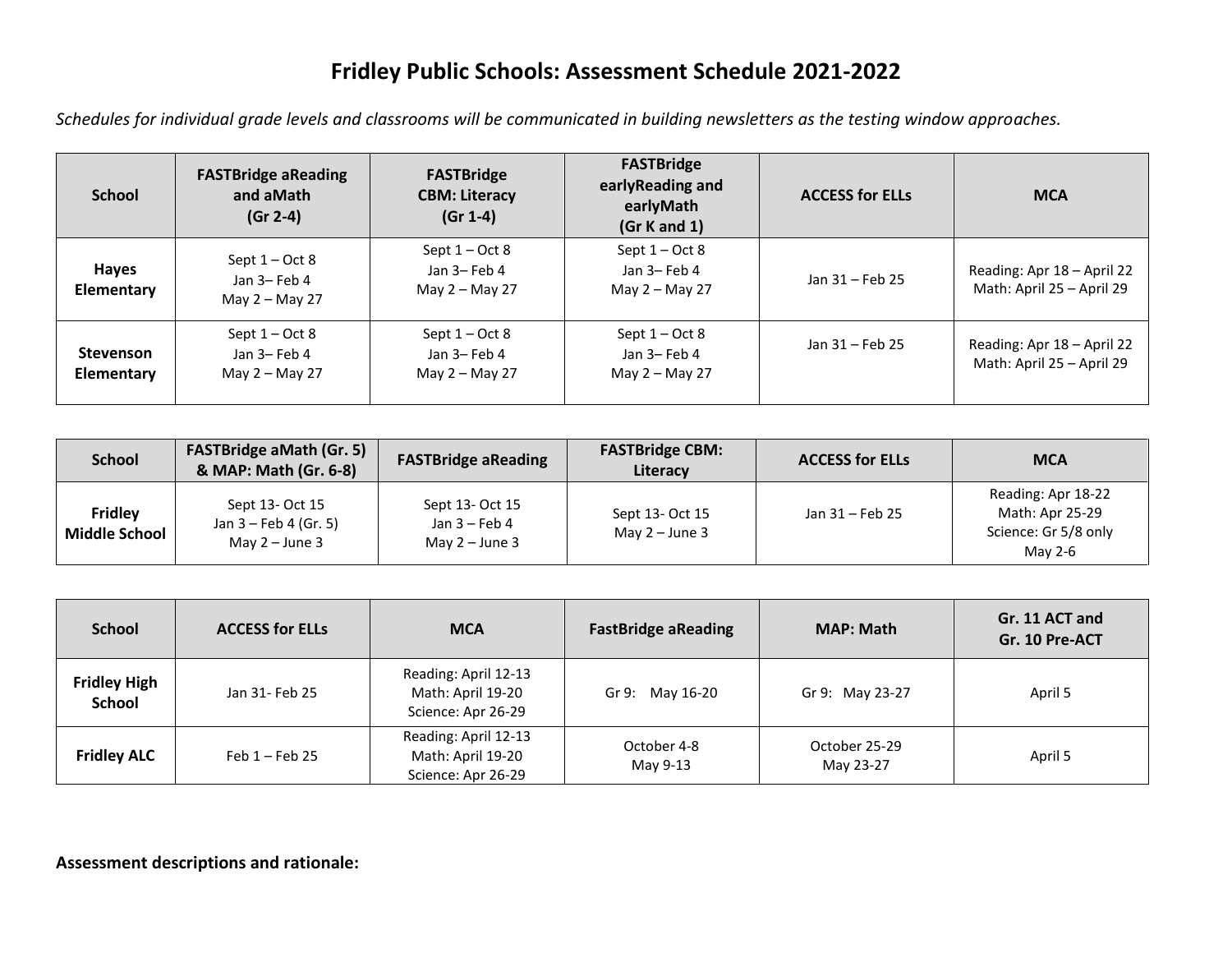# Fridley Public Schools: Assessment Schedule 2021-2022

*Schedules for individual grade levels and classrooms will be communicated in building newsletters as the testing window approaches.*

| School | FASTBridge aReading and aMath (Gr 2-4) | FASTBridge CBM: Literacy (Gr 1-4) | FASTBridge earlyReading and earlyMath (Gr K and 1) | ACCESS for ELLs | MCA |
|---|---|---|---|---|---|
| **Hayes Elementary** | Sept 1 – Oct 8<br>Jan 3– Feb 4<br>May 2 – May 27 | Sept 1 – Oct 8<br>Jan 3– Feb 4<br>May 2 – May 27 | Sept 1 – Oct 8<br>Jan 3– Feb 4<br>May 2 – May 27 | Jan 31 – Feb 25 | Reading: Apr 18 – April 22<br>Math: April 25 – April 29 |
| **Stevenson Elementary** | Sept 1 – Oct 8<br>Jan 3– Feb 4<br>May 2 – May 27 | Sept 1 – Oct 8<br>Jan 3– Feb 4<br>May 2 – May 27 | Sept 1 – Oct 8<br>Jan 3– Feb 4<br>May 2 – May 27 | Jan 31 – Feb 25 | Reading: Apr 18 – April 22<br>Math: April 25 – April 29 |

| School | FASTBridge aMath (Gr. 5) & MAP: Math (Gr. 6-8) | FASTBridge aReading | FASTBridge CBM: Literacy | ACCESS for ELLs | MCA |
|---|---|---|---|---|---|
| **Fridley Middle School** | Sept 13- Oct 15<br>Jan 3 – Feb 4 (Gr. 5)<br>May 2 – June 3 | Sept 13- Oct 15<br>Jan 3 – Feb 4<br>May 2 – June 3 | Sept 13- Oct 15<br>May 2 – June 3 | Jan 31 – Feb 25 | Reading: Apr 18-22<br>Math: Apr 25-29<br>Science: Gr 5/8 only<br>May 2-6 |

| School | ACCESS for ELLs | MCA | FastBridge aReading | MAP: Math | Gr. 11 ACT and Gr. 10 Pre-ACT |
|---|---|---|---|---|---|
| **Fridley High School** | Jan 31- Feb 25 | Reading: April 12-13<br>Math: April 19-20<br>Science: Apr 26-29 | Gr 9: May 16-20 | Gr 9: May 23-27 | April 5 |
| **Fridley ALC** | Feb 1 – Feb 25 | Reading: April 12-13<br>Math: April 19-20<br>Science: Apr 26-29 | October 4-8<br>May 9-13 | October 25-29<br>May 23-27 | April 5 |

**Assessment descriptions and rationale:**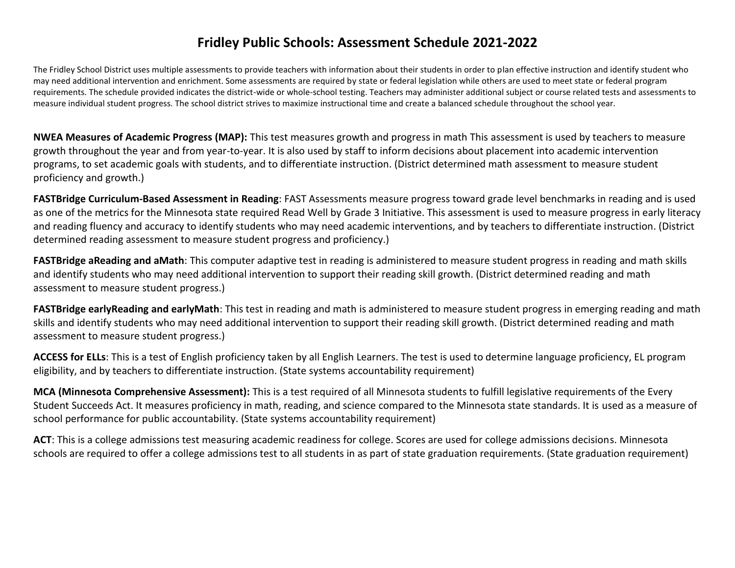# Fridley Public Schools: Assessment Schedule 2021-2022

The Fridley School District uses multiple assessments to provide teachers with information about their students in order to plan effective instruction and identify student who may need additional intervention and enrichment. Some assessments are required by state or federal legislation while others are used to meet state or federal program requirements. The schedule provided indicates the district-wide or whole-school testing. Teachers may administer additional subject or course related tests and assessments to measure individual student progress. The school district strives to maximize instructional time and create a balanced schedule throughout the school year.

**NWEA Measures of Academic Progress (MAP):** This test measures growth and progress in math This assessment is used by teachers to measure growth throughout the year and from year-to-year. It is also used by staff to inform decisions about placement into academic intervention programs, to set academic goals with students, and to differentiate instruction. (District determined math assessment to measure student proficiency and growth.)

**FASTBridge Curriculum-Based Assessment in Reading**: FAST Assessments measure progress toward grade level benchmarks in reading and is used as one of the metrics for the Minnesota state required Read Well by Grade 3 Initiative. This assessment is used to measure progress in early literacy and reading fluency and accuracy to identify students who may need academic interventions, and by teachers to differentiate instruction. (District determined reading assessment to measure student progress and proficiency.)

**FASTBridge aReading and aMath**: This computer adaptive test in reading is administered to measure student progress in reading and math skills and identify students who may need additional intervention to support their reading skill growth. (District determined reading and math assessment to measure student progress.)

**FASTBridge earlyReading and earlyMath**: This test in reading and math is administered to measure student progress in emerging reading and math skills and identify students who may need additional intervention to support their reading skill growth. (District determined reading and math assessment to measure student progress.)

**ACCESS for ELLs**: This is a test of English proficiency taken by all English Learners. The test is used to determine language proficiency, EL program eligibility, and by teachers to differentiate instruction. (State systems accountability requirement)

**MCA (Minnesota Comprehensive Assessment):** This is a test required of all Minnesota students to fulfill legislative requirements of the Every Student Succeeds Act. It measures proficiency in math, reading, and science compared to the Minnesota state standards. It is used as a measure of school performance for public accountability. (State systems accountability requirement)

**ACT**: This is a college admissions test measuring academic readiness for college. Scores are used for college admissions decisions. Minnesota schools are required to offer a college admissions test to all students in as part of state graduation requirements. (State graduation requirement)